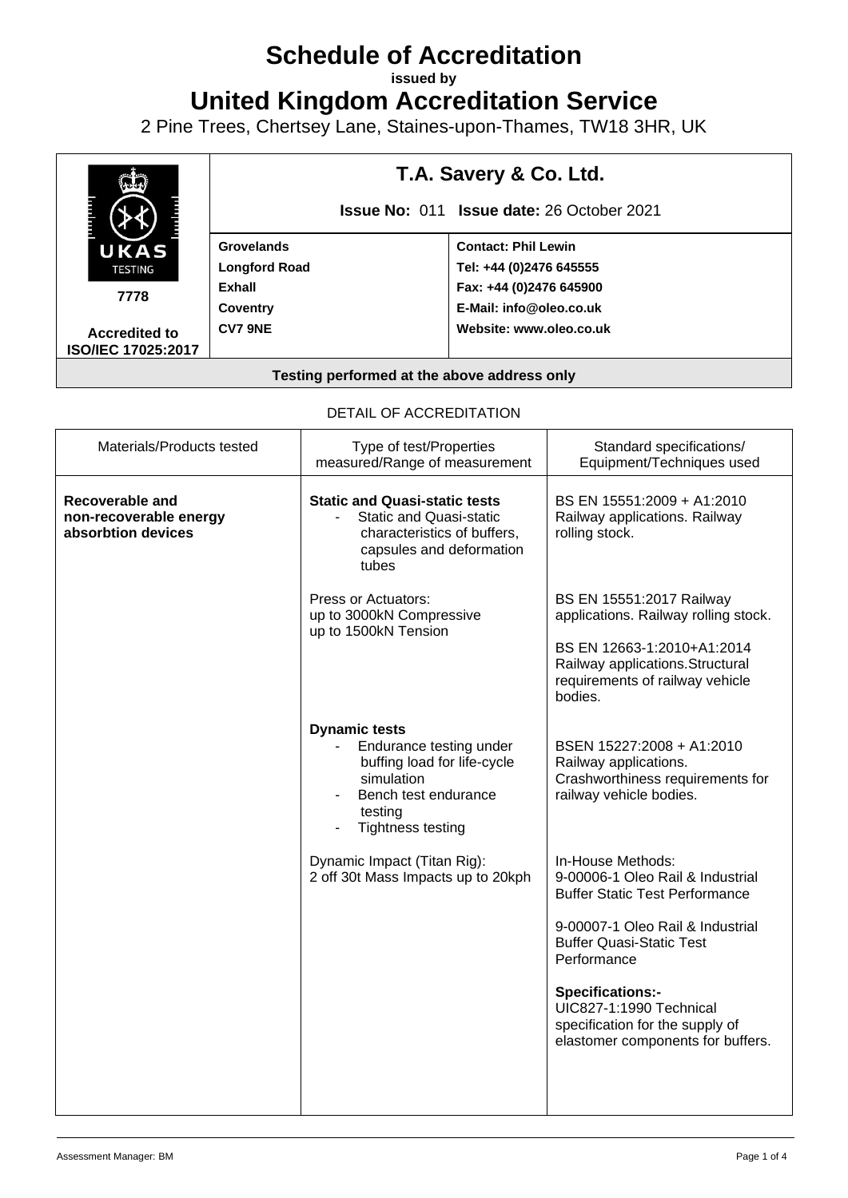# Schedule of Accreditation

**issued by**

# United Kingdom Accreditation Service

2 Pine Trees, Chertsey Lane, Staines-upon-Thames, TW18 3HR, UK

| UKAS TESTING 7778 Accredited to ISO/IEC 17025:2017 | **T.A. Savery & Co. Ltd.** | |
|---|---|---|
| | **Issue No:** 011 **Issue date:** 26 October 2021 | |
| | **Grovelands** **Longford Road** **Exhall** **Coventry** **CV7 9NE** | **Contact: Phil Lewin** **Tel: +44 (0)2476 645555** **Fax: +44 (0)2476 645900** **E-Mail: info@oleo.co.uk** **Website: www.oleo.co.uk** |

**Testing performed at the above address only**

DETAIL OF ACCREDITATION

| Materials/Products tested | Type of test/Properties measured/Range of measurement | Standard specifications/ Equipment/Techniques used |
|---|---|---|
| **Recoverable and non-recoverable energy absorbtion devices** | **Static and Quasi-static tests** - Static and Quasi-static characteristics of buffers, capsules and deformation tubes | BS EN 15551:2009 + A1:2010 Railway applications. Railway rolling stock. |
| | Press or Actuators: up to 3000kN Compressive up to 1500kN Tension | BS EN 15551:2017 Railway applications. Railway rolling stock. BS EN 12663-1:2010+A1:2014 Railway applications.Structural requirements of railway vehicle bodies. |
| | **Dynamic tests** - Endurance testing under buffing load for life-cycle simulation - Bench test endurance testing - Tightness testing | BSEN 15227:2008 + A1:2010 Railway applications. Crashworthiness requirements for railway vehicle bodies. |
| | Dynamic Impact (Titan Rig): 2 off 30t Mass Impacts up to 20kph | In-House Methods: 9-00006-1 Oleo Rail & Industrial Buffer Static Test Performance 9-00007-1 Oleo Rail & Industrial Buffer Quasi-Static Test Performance **Specifications:-** UIC827-1:1990 Technical specification for the supply of elastomer components for buffers. |

Assessment Manager: BM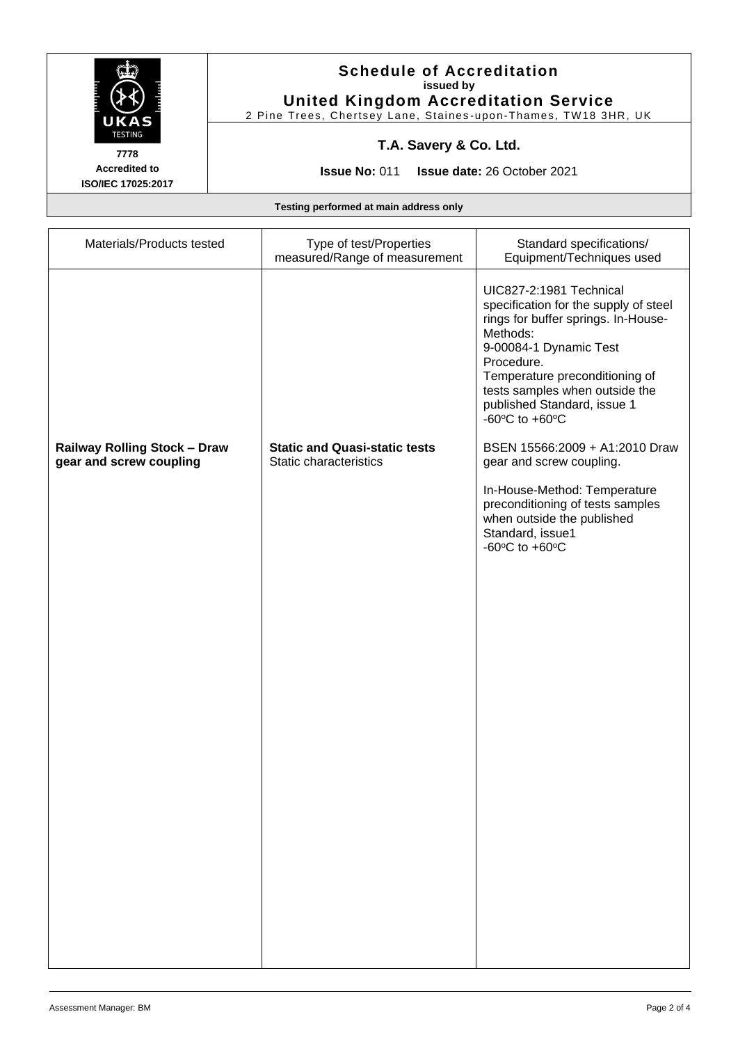# Schedule of Accreditation
**issued by**
**United Kingdom Accreditation Service**
2 Pine Trees, Chertsey Lane, Staines-upon-Thames, TW18 3HR, UK

**7778**
**Accredited to**
**ISO/IEC 17025:2017**

## T.A. Savery & Co. Ltd.

**Issue No:** 011 **Issue date:** 26 October 2021

**Testing performed at main address only**

| Materials/Products tested | Type of test/Properties measured/Range of measurement | Standard specifications/ Equipment/Techniques used |
|---|---|---|
| | | UIC827-2:1981 Technical specification for the supply of steel rings for buffer springs. In-House-Methods:<br>9-00084-1 Dynamic Test Procedure.<br>Temperature preconditioning of tests samples when outside the published Standard, issue 1<br>-60ºC to +60ºC |
| **Railway Rolling Stock – Draw gear and screw coupling** | **Static and Quasi-static tests**<br>Static characteristics | BSEN 15566:2009 + A1:2010 Draw gear and screw coupling.<br><br>In-House-Method: Temperature preconditioning of tests samples when outside the published Standard, issue1<br>-60ºC to +60ºC |

Assessment Manager: BM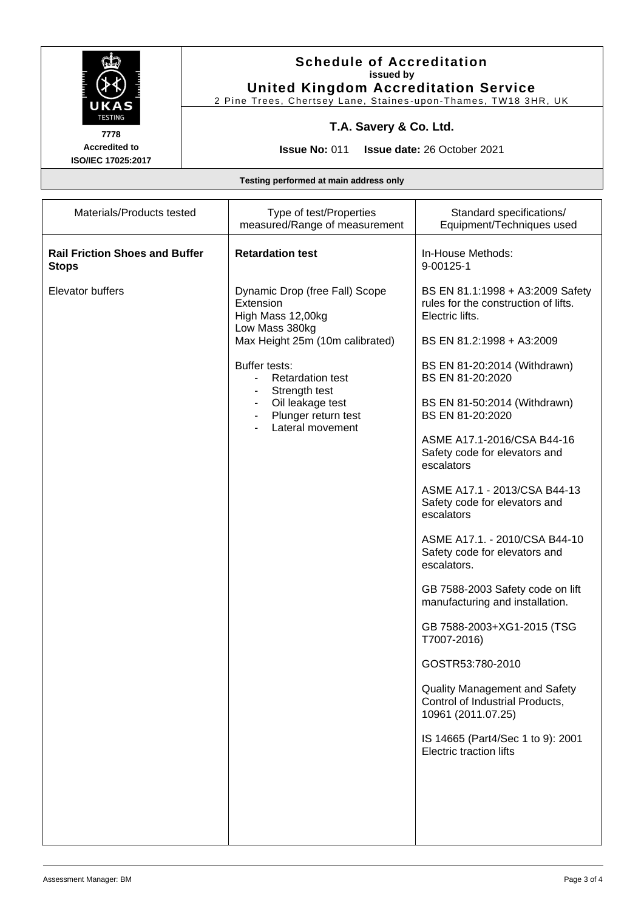# Schedule of Accreditation

**issued by**

**United Kingdom Accreditation Service**

2 Pine Trees, Chertsey Lane, Staines-upon-Thames, TW18 3HR, UK

**7778**

**Accredited to ISO/IEC 17025:2017**

## T.A. Savery & Co. Ltd.

**Issue No:** 011 **Issue date:** 26 October 2021

**Testing performed at main address only**

| Materials/Products tested | Type of test/Properties measured/Range of measurement | Standard specifications/ Equipment/Techniques used |
|---|---|---|
| **Rail Friction Shoes and Buffer Stops** | **Retardation test** | In-House Methods:<br>9-00125-1 |
| Elevator buffers | Dynamic Drop (free Fall) Scope Extension<br>High Mass 12,00kg<br>Low Mass 380kg<br>Max Height 25m (10m calibrated)<br><br>Buffer tests:<br>- Retardation test<br>- Strength test<br>- Oil leakage test<br>- Plunger return test<br>- Lateral movement | BS EN 81.1:1998 + A3:2009 Safety rules for the construction of lifts. Electric lifts.<br><br>BS EN 81.2:1998 + A3:2009<br><br>BS EN 81-20:2014 (Withdrawn)<br>BS EN 81-20:2020<br><br>BS EN 81-50:2014 (Withdrawn)<br>BS EN 81-20:2020<br><br>ASME A17.1-2016/CSA B44-16 Safety code for elevators and escalators<br><br>ASME A17.1 - 2013/CSA B44-13 Safety code for elevators and escalators<br><br>ASME A17.1. - 2010/CSA B44-10 Safety code for elevators and escalators.<br><br>GB 7588-2003 Safety code on lift manufacturing and installation.<br><br>GB 7588-2003+XG1-2015 (TSG T7007-2016)<br><br>GOSTR53:780-2010<br><br>Quality Management and Safety Control of Industrial Products, 10961 (2011.07.25)<br><br>IS 14665 (Part4/Sec 1 to 9): 2001 Electric traction lifts |

Assessment Manager: BM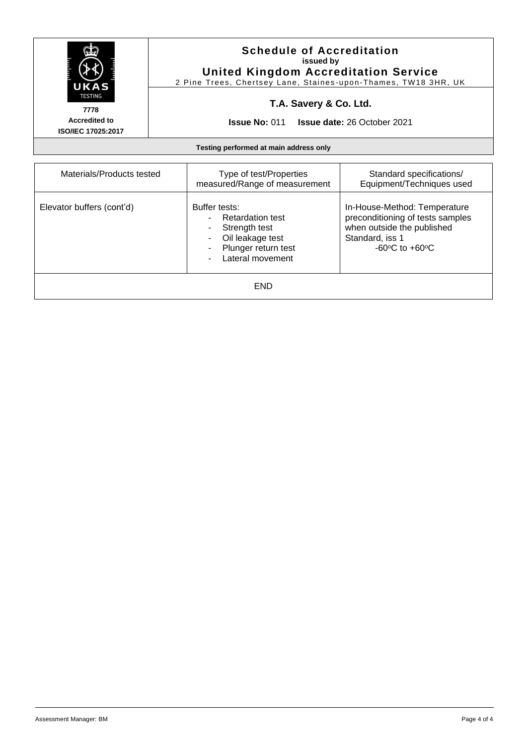| | |
|---|---|
| UKAS TESTING 7778 Accredited to ISO/IEC 17025:2017 | **Schedule of Accreditation** issued by **United Kingdom Accreditation Service** 2 Pine Trees, Chertsey Lane, Staines-upon-Thames, TW18 3HR, UK |
| | **T.A. Savery & Co. Ltd.** |
| | **Issue No:** 011 **Issue date:** 26 October 2021 |

**Testing performed at main address only**

| Materials/Products tested | Type of test/Properties measured/Range of measurement | Standard specifications/ Equipment/Techniques used |
|---|---|---|
| Elevator buffers (cont'd) | Buffer tests:<br>- Retardation test<br>- Strength test<br>- Oil leakage test<br>- Plunger return test<br>- Lateral movement | In-House-Method: Temperature preconditioning of tests samples when outside the published Standard, iss 1<br>-60$^o$C to +60$^o$C |
| END | | |

Assessment Manager: BM